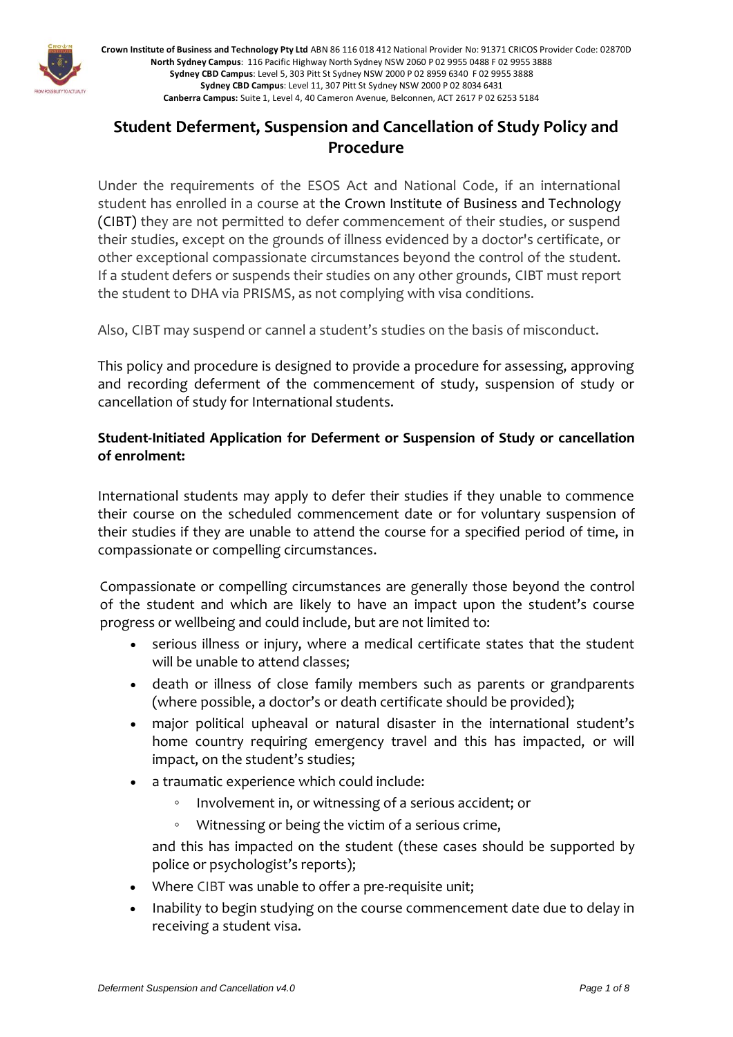**Crown Institute of Business and Technology Pty Ltd** ABN 86 116 018 412 National Provider No: 91371 CRICOS Provider Code: 02870D
**North Sydney Campus**: 116 Pacific Highway North Sydney NSW 2060 P 02 9955 0488 F 02 9955 3888
**Sydney CBD Campus**: Level 5, 303 Pitt St Sydney NSW 2000 P 02 8959 6340 F 02 9955 3888
**Sydney CBD Campus**: Level 11, 307 Pitt St Sydney NSW 2000 P 02 8034 6431
**Canberra Campus:** Suite 1, Level 4, 40 Cameron Avenue, Belconnen, ACT 2617 P 02 6253 5184

# Student Deferment, Suspension and Cancellation of Study Policy and Procedure

Under the requirements of the ESOS Act and National Code, if an international student has enrolled in a course at the Crown Institute of Business and Technology (CIBT) they are not permitted to defer commencement of their studies, or suspend their studies, except on the grounds of illness evidenced by a doctor's certificate, or other exceptional compassionate circumstances beyond the control of the student. If a student defers or suspends their studies on any other grounds, CIBT must report the student to DHA via PRISMS, as not complying with visa conditions.

Also, CIBT may suspend or cannel a student's studies on the basis of misconduct.

This policy and procedure is designed to provide a procedure for assessing, approving and recording deferment of the commencement of study, suspension of study or cancellation of study for International students.

**Student-Initiated Application for Deferment or Suspension of Study or cancellation of enrolment:**

International students may apply to defer their studies if they unable to commence their course on the scheduled commencement date or for voluntary suspension of their studies if they are unable to attend the course for a specified period of time, in compassionate or compelling circumstances.

Compassionate or compelling circumstances are generally those beyond the control of the student and which are likely to have an impact upon the student's course progress or wellbeing and could include, but are not limited to:

- serious illness or injury, where a medical certificate states that the student will be unable to attend classes;
- death or illness of close family members such as parents or grandparents (where possible, a doctor's or death certificate should be provided);
- major political upheaval or natural disaster in the international student's home country requiring emergency travel and this has impacted, or will impact, on the student's studies;
- a traumatic experience which could include:
  - Involvement in, or witnessing of a serious accident; or
  - Witnessing or being the victim of a serious crime,

  and this has impacted on the student (these cases should be supported by police or psychologist's reports);
- Where CIBT was unable to offer a pre-requisite unit;
- Inability to begin studying on the course commencement date due to delay in receiving a student visa.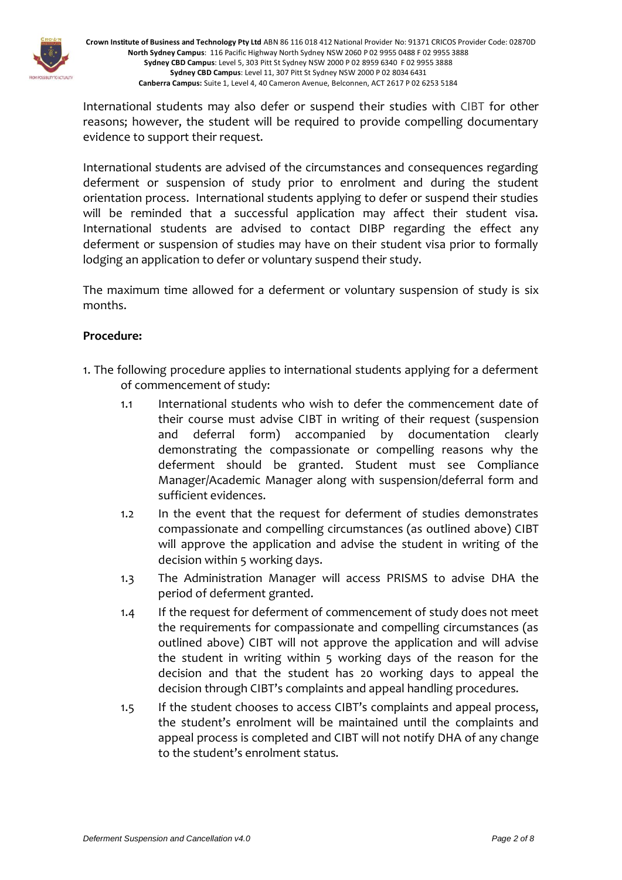International students may also defer or suspend their studies with CIBT for other reasons; however, the student will be required to provide compelling documentary evidence to support their request.

International students are advised of the circumstances and consequences regarding deferment or suspension of study prior to enrolment and during the student orientation process. International students applying to defer or suspend their studies will be reminded that a successful application may affect their student visa. International students are advised to contact DIBP regarding the effect any deferment or suspension of studies may have on their student visa prior to formally lodging an application to defer or voluntary suspend their study.

The maximum time allowed for a deferment or voluntary suspension of study is six months.

**Procedure:**

1. The following procedure applies to international students applying for a deferment of commencement of study:
   - 1.1 International students who wish to defer the commencement date of their course must advise CIBT in writing of their request (suspension and deferral form) accompanied by documentation clearly demonstrating the compassionate or compelling reasons why the deferment should be granted. Student must see Compliance Manager/Academic Manager along with suspension/deferral form and sufficient evidences.
   - 1.2 In the event that the request for deferment of studies demonstrates compassionate and compelling circumstances (as outlined above) CIBT will approve the application and advise the student in writing of the decision within 5 working days.
   - 1.3 The Administration Manager will access PRISMS to advise DHA the period of deferment granted.
   - 1.4 If the request for deferment of commencement of study does not meet the requirements for compassionate and compelling circumstances (as outlined above) CIBT will not approve the application and will advise the student in writing within 5 working days of the reason for the decision and that the student has 20 working days to appeal the decision through CIBT's complaints and appeal handling procedures.
   - 1.5 If the student chooses to access CIBT's complaints and appeal process, the student's enrolment will be maintained until the complaints and appeal process is completed and CIBT will not notify DHA of any change to the student's enrolment status.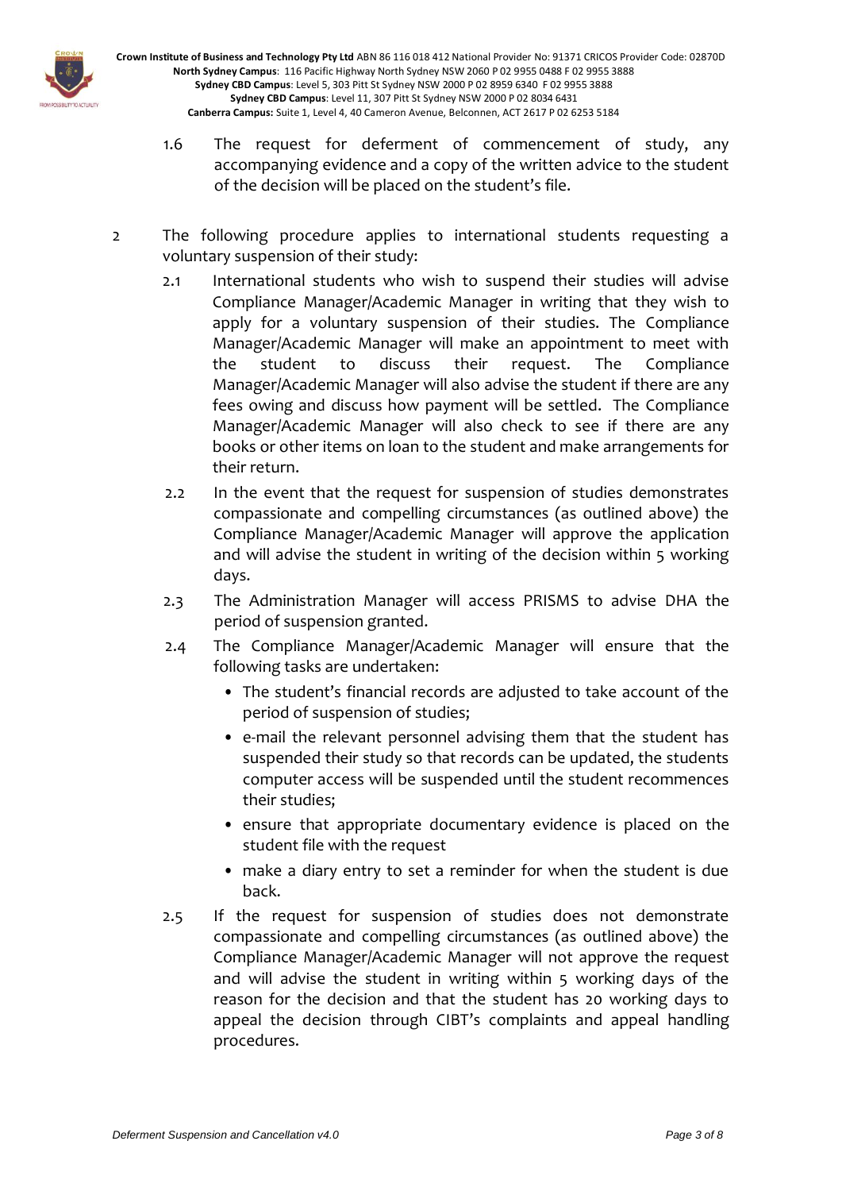1.6 The request for deferment of commencement of study, any accompanying evidence and a copy of the written advice to the student of the decision will be placed on the student's file.

2 The following procedure applies to international students requesting a voluntary suspension of their study:

2.1 International students who wish to suspend their studies will advise Compliance Manager/Academic Manager in writing that they wish to apply for a voluntary suspension of their studies. The Compliance Manager/Academic Manager will make an appointment to meet with the student to discuss their request. The Compliance Manager/Academic Manager will also advise the student if there are any fees owing and discuss how payment will be settled. The Compliance Manager/Academic Manager will also check to see if there are any books or other items on loan to the student and make arrangements for their return.

2.2 In the event that the request for suspension of studies demonstrates compassionate and compelling circumstances (as outlined above) the Compliance Manager/Academic Manager will approve the application and will advise the student in writing of the decision within 5 working days.

2.3 The Administration Manager will access PRISMS to advise DHA the period of suspension granted.

2.4 The Compliance Manager/Academic Manager will ensure that the following tasks are undertaken:

- The student's financial records are adjusted to take account of the period of suspension of studies;
- e-mail the relevant personnel advising them that the student has suspended their study so that records can be updated, the students computer access will be suspended until the student recommences their studies;
- ensure that appropriate documentary evidence is placed on the student file with the request
- make a diary entry to set a reminder for when the student is due back.

2.5 If the request for suspension of studies does not demonstrate compassionate and compelling circumstances (as outlined above) the Compliance Manager/Academic Manager will not approve the request and will advise the student in writing within 5 working days of the reason for the decision and that the student has 20 working days to appeal the decision through CIBT's complaints and appeal handling procedures.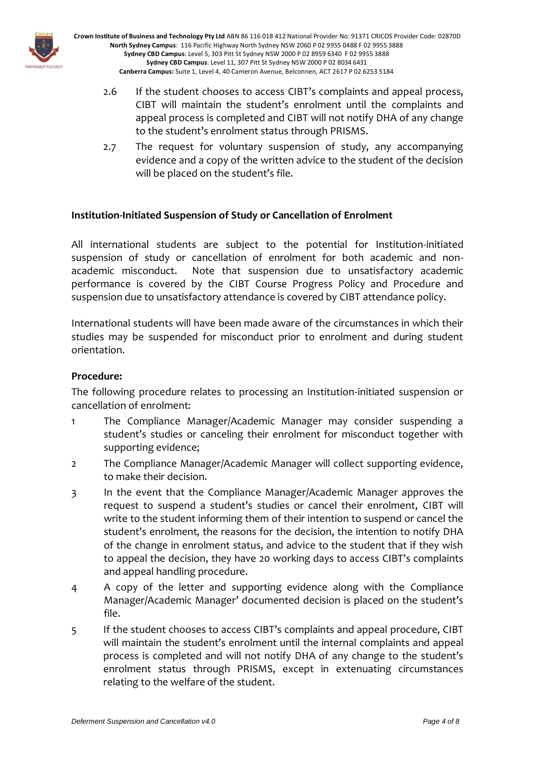2.6 If the student chooses to access CIBT's complaints and appeal process, CIBT will maintain the student's enrolment until the complaints and appeal process is completed and CIBT will not notify DHA of any change to the student's enrolment status through PRISMS.

2.7 The request for voluntary suspension of study, any accompanying evidence and a copy of the written advice to the student of the decision will be placed on the student's file.

### Institution-Initiated Suspension of Study or Cancellation of Enrolment

All international students are subject to the potential for Institution-initiated suspension of study or cancellation of enrolment for both academic and non-academic misconduct. Note that suspension due to unsatisfactory academic performance is covered by the CIBT Course Progress Policy and Procedure and suspension due to unsatisfactory attendance is covered by CIBT attendance policy.

International students will have been made aware of the circumstances in which their studies may be suspended for misconduct prior to enrolment and during student orientation.

**Procedure:**

The following procedure relates to processing an Institution-initiated suspension or cancellation of enrolment:

1 The Compliance Manager/Academic Manager may consider suspending a student's studies or canceling their enrolment for misconduct together with supporting evidence;

2 The Compliance Manager/Academic Manager will collect supporting evidence, to make their decision.

3 In the event that the Compliance Manager/Academic Manager approves the request to suspend a student's studies or cancel their enrolment, CIBT will write to the student informing them of their intention to suspend or cancel the student's enrolment, the reasons for the decision, the intention to notify DHA of the change in enrolment status, and advice to the student that if they wish to appeal the decision, they have 20 working days to access CIBT's complaints and appeal handling procedure.

4 A copy of the letter and supporting evidence along with the Compliance Manager/Academic Manager' documented decision is placed on the student's file.

5 If the student chooses to access CIBT's complaints and appeal procedure, CIBT will maintain the student's enrolment until the internal complaints and appeal process is completed and will not notify DHA of any change to the student's enrolment status through PRISMS, except in extenuating circumstances relating to the welfare of the student.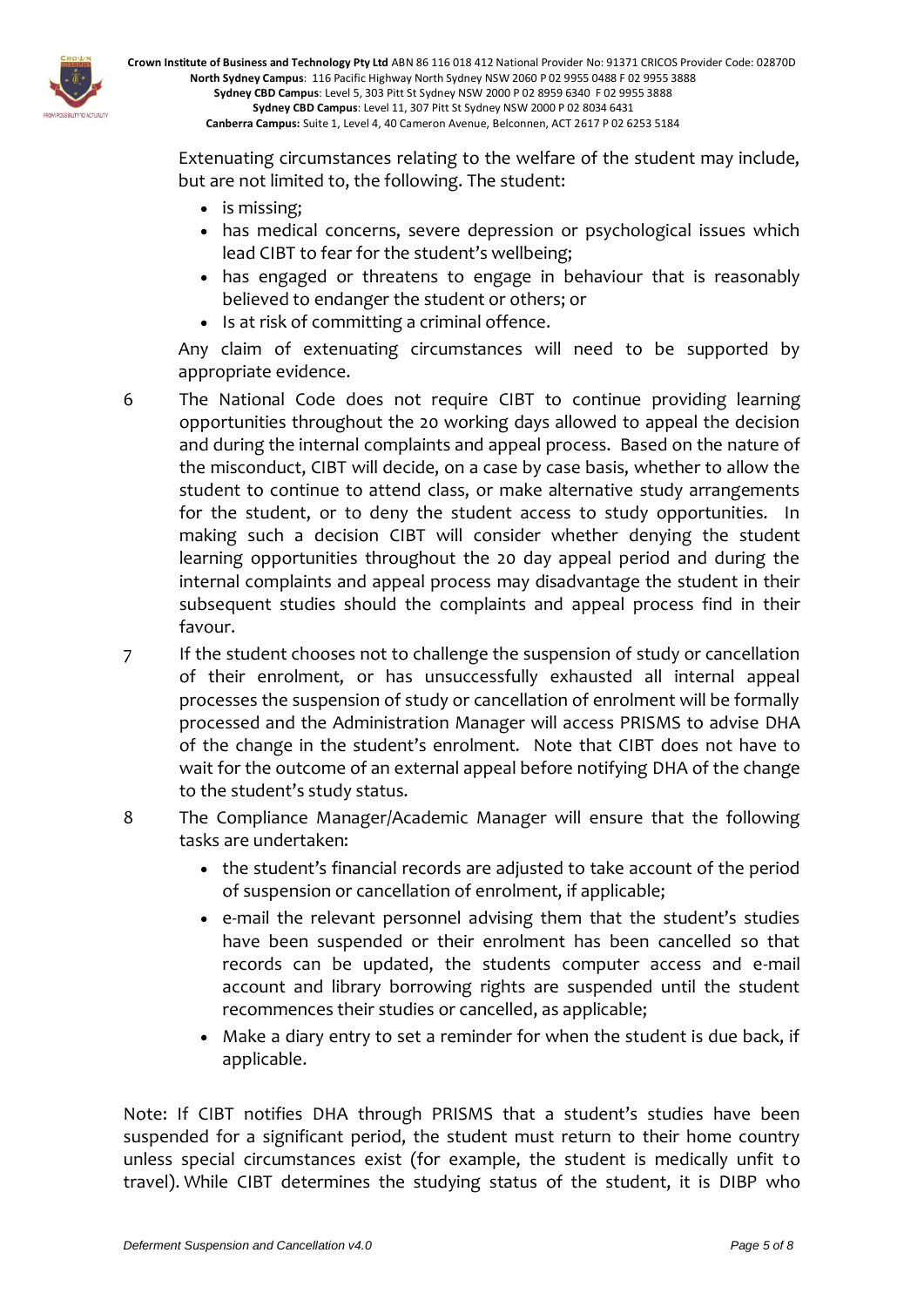Extenuating circumstances relating to the welfare of the student may include, but are not limited to, the following. The student:

- is missing;
- has medical concerns, severe depression or psychological issues which lead CIBT to fear for the student's wellbeing;
- has engaged or threatens to engage in behaviour that is reasonably believed to endanger the student or others; or
- Is at risk of committing a criminal offence.

Any claim of extenuating circumstances will need to be supported by appropriate evidence.

6. The National Code does not require CIBT to continue providing learning opportunities throughout the 20 working days allowed to appeal the decision and during the internal complaints and appeal process. Based on the nature of the misconduct, CIBT will decide, on a case by case basis, whether to allow the student to continue to attend class, or make alternative study arrangements for the student, or to deny the student access to study opportunities. In making such a decision CIBT will consider whether denying the student learning opportunities throughout the 20 day appeal period and during the internal complaints and appeal process may disadvantage the student in their subsequent studies should the complaints and appeal process find in their favour.
7. If the student chooses not to challenge the suspension of study or cancellation of their enrolment, or has unsuccessfully exhausted all internal appeal processes the suspension of study or cancellation of enrolment will be formally processed and the Administration Manager will access PRISMS to advise DHA of the change in the student's enrolment. Note that CIBT does not have to wait for the outcome of an external appeal before notifying DHA of the change to the student's study status.
8. The Compliance Manager/Academic Manager will ensure that the following tasks are undertaken:
   - the student's financial records are adjusted to take account of the period of suspension or cancellation of enrolment, if applicable;
   - e-mail the relevant personnel advising them that the student's studies have been suspended or their enrolment has been cancelled so that records can be updated, the students computer access and e-mail account and library borrowing rights are suspended until the student recommences their studies or cancelled, as applicable;
   - Make a diary entry to set a reminder for when the student is due back, if applicable.

Note: If CIBT notifies DHA through PRISMS that a student's studies have been suspended for a significant period, the student must return to their home country unless special circumstances exist (for example, the student is medically unfit to travel). While CIBT determines the studying status of the student, it is DIBP who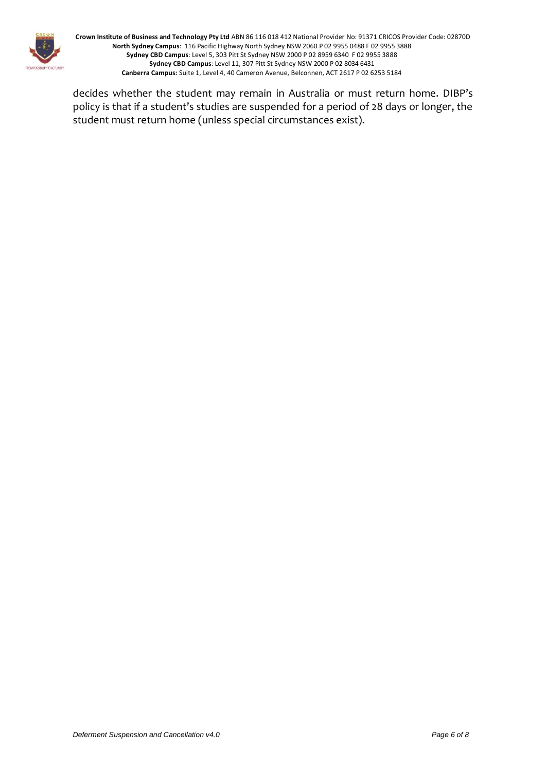decides whether the student may remain in Australia or must return home. DIBP's policy is that if a student's studies are suspended for a period of 28 days or longer, the student must return home (unless special circumstances exist).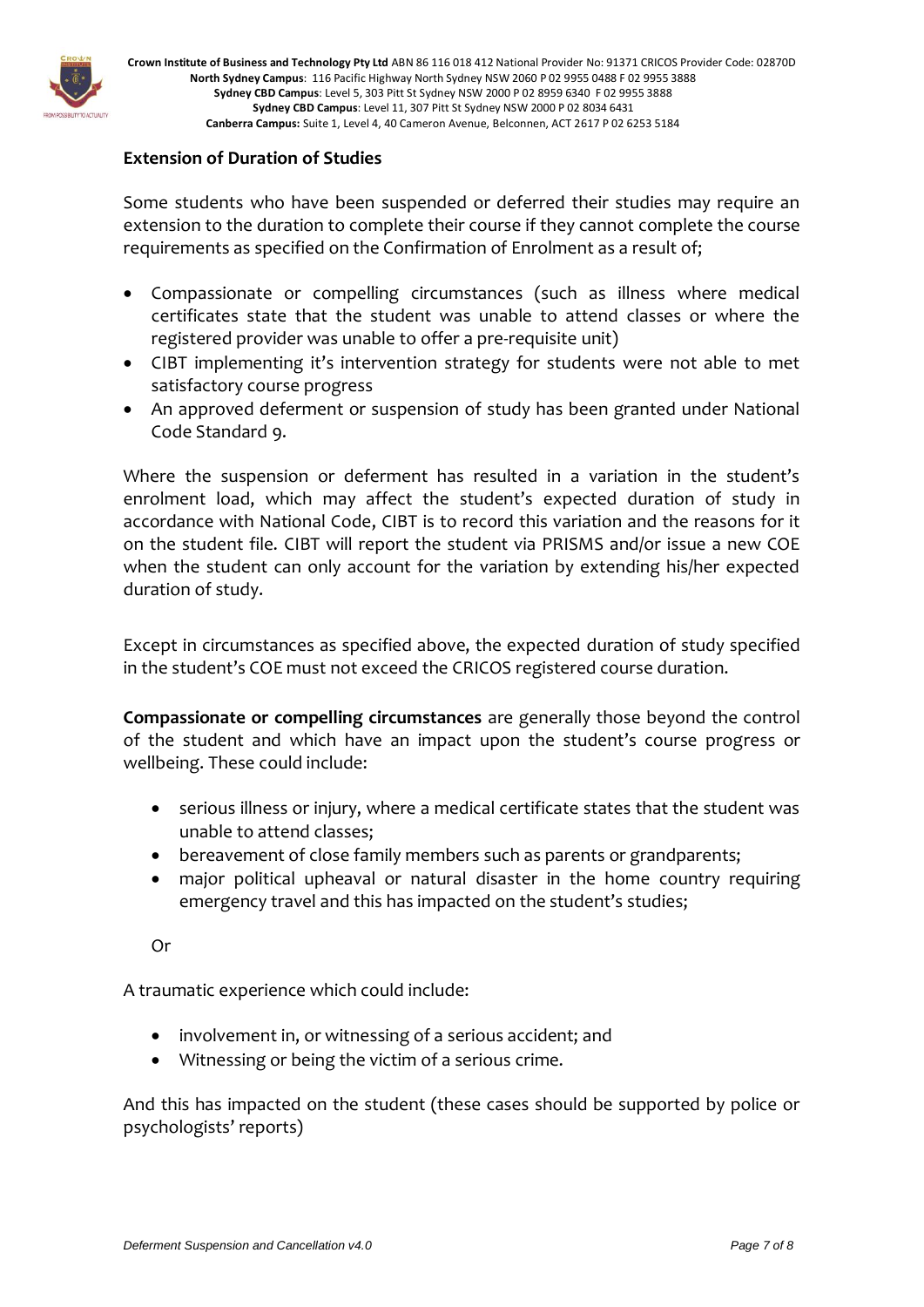**Extension of Duration of Studies**

Some students who have been suspended or deferred their studies may require an extension to the duration to complete their course if they cannot complete the course requirements as specified on the Confirmation of Enrolment as a result of;

- Compassionate or compelling circumstances (such as illness where medical certificates state that the student was unable to attend classes or where the registered provider was unable to offer a pre-requisite unit)
- CIBT implementing it's intervention strategy for students were not able to met satisfactory course progress
- An approved deferment or suspension of study has been granted under National Code Standard 9.

Where the suspension or deferment has resulted in a variation in the student's enrolment load, which may affect the student's expected duration of study in accordance with National Code, CIBT is to record this variation and the reasons for it on the student file. CIBT will report the student via PRISMS and/or issue a new COE when the student can only account for the variation by extending his/her expected duration of study.

Except in circumstances as specified above, the expected duration of study specified in the student's COE must not exceed the CRICOS registered course duration.

**Compassionate or compelling circumstances** are generally those beyond the control of the student and which have an impact upon the student's course progress or wellbeing. These could include:

- serious illness or injury, where a medical certificate states that the student was unable to attend classes;
- bereavement of close family members such as parents or grandparents;
- major political upheaval or natural disaster in the home country requiring emergency travel and this has impacted on the student's studies;

Or

A traumatic experience which could include:

- involvement in, or witnessing of a serious accident; and
- Witnessing or being the victim of a serious crime.

And this has impacted on the student (these cases should be supported by police or psychologists' reports)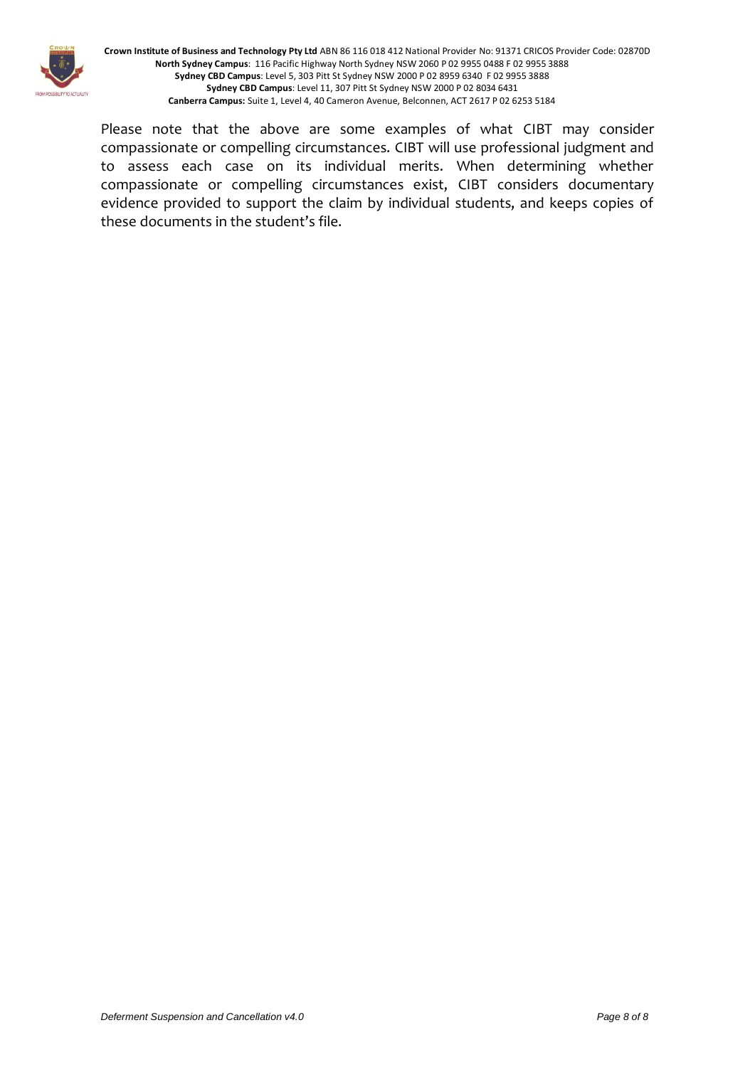Please note that the above are some examples of what CIBT may consider compassionate or compelling circumstances. CIBT will use professional judgment and to assess each case on its individual merits. When determining whether compassionate or compelling circumstances exist, CIBT considers documentary evidence provided to support the claim by individual students, and keeps copies of these documents in the student's file.